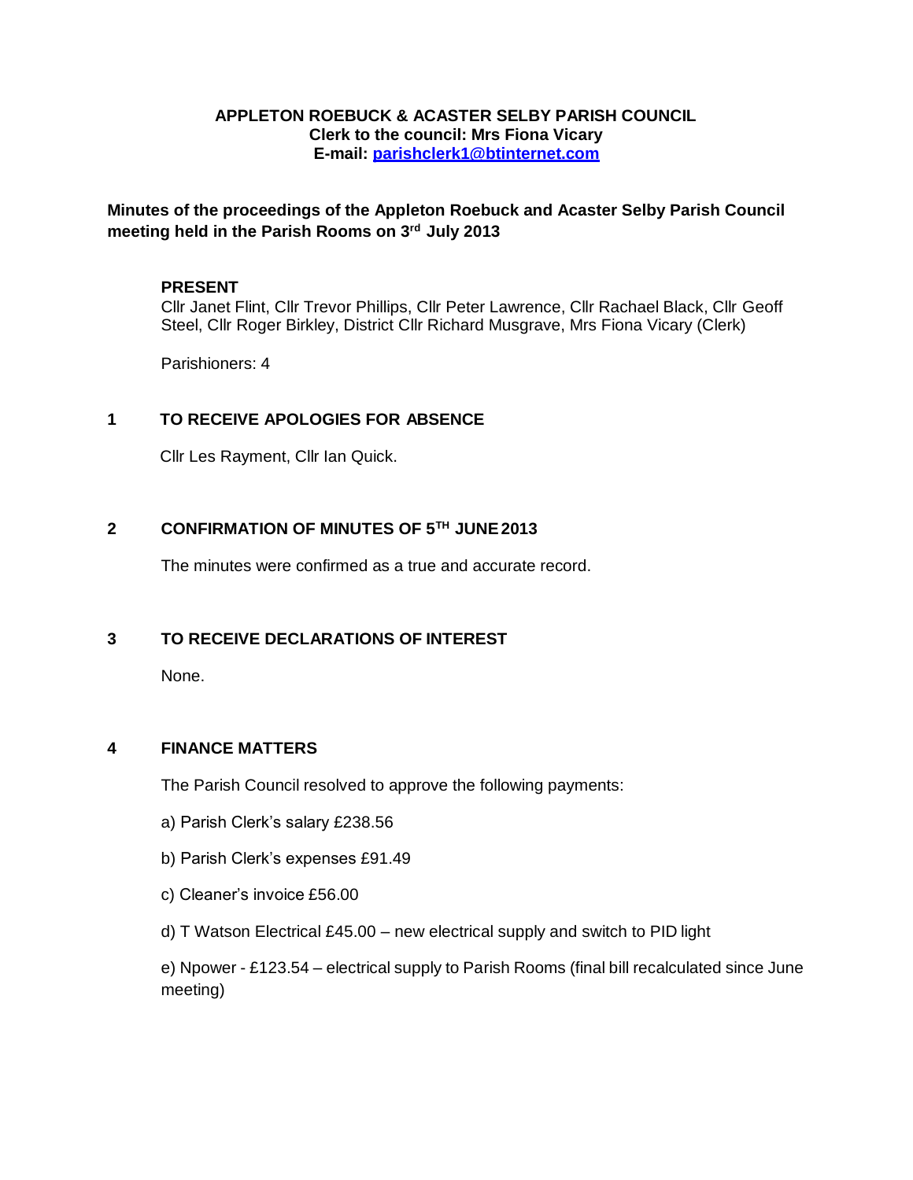**APPLETON ROEBUCK & ACASTER SELBY PARISH COUNCIL**
**Clerk to the council: Mrs Fiona Vicary**
**E-mail: parishclerk1@btinternet.com**

**Minutes of the proceedings of the Appleton Roebuck and Acaster Selby Parish Council meeting held in the Parish Rooms on 3rd July 2013**

**PRESENT**
Cllr Janet Flint, Cllr Trevor Phillips, Cllr Peter Lawrence, Cllr Rachael Black, Cllr Geoff Steel, Cllr Roger Birkley, District Cllr Richard Musgrave, Mrs Fiona Vicary (Clerk)

Parishioners: 4

## 1 TO RECEIVE APOLOGIES FOR ABSENCE

Cllr Les Rayment, Cllr Ian Quick.

## 2 CONFIRMATION OF MINUTES OF 5TH JUNE 2013

The minutes were confirmed as a true and accurate record.

## 3 TO RECEIVE DECLARATIONS OF INTEREST

None.

## 4 FINANCE MATTERS

The Parish Council resolved to approve the following payments:

a) Parish Clerk's salary £238.56

b) Parish Clerk's expenses £91.49

c) Cleaner's invoice £56.00

d) T Watson Electrical £45.00 – new electrical supply and switch to PID light

e) Npower - £123.54 – electrical supply to Parish Rooms (final bill recalculated since June meeting)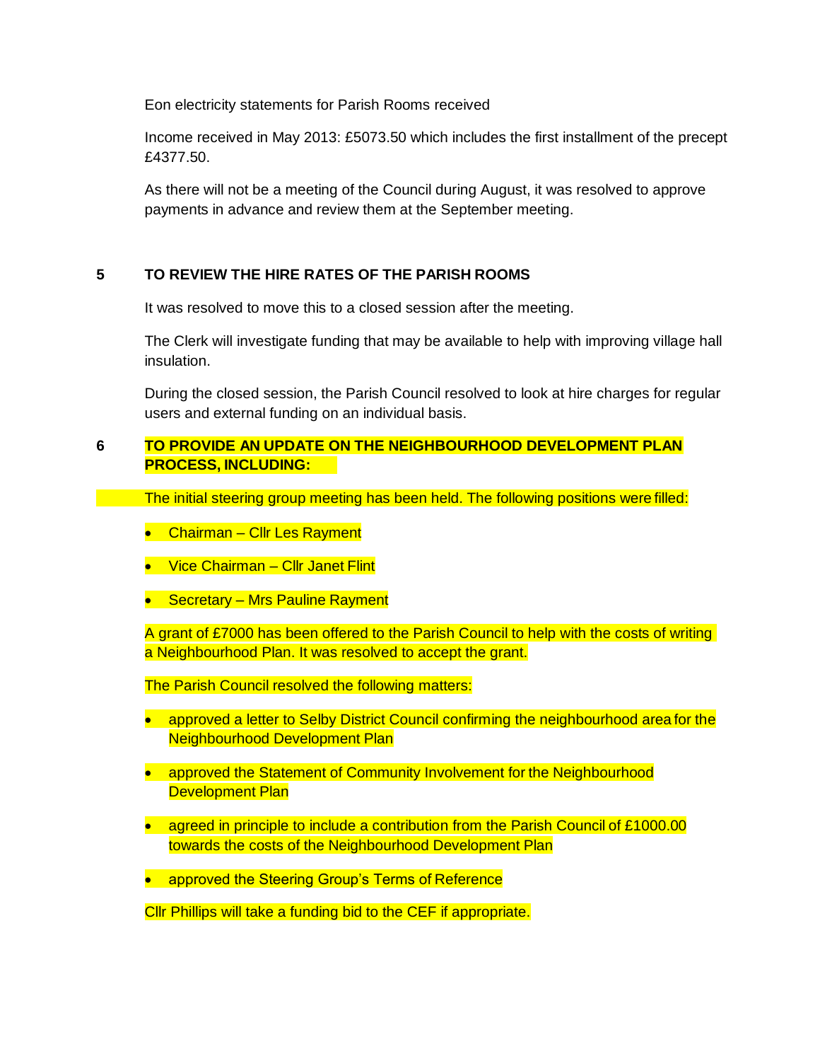Eon electricity statements for Parish Rooms received

Income received in May 2013: £5073.50 which includes the first installment of the precept £4377.50.

As there will not be a meeting of the Council during August, it was resolved to approve payments in advance and review them at the September meeting.

## 5 TO REVIEW THE HIRE RATES OF THE PARISH ROOMS

It was resolved to move this to a closed session after the meeting.

The Clerk will investigate funding that may be available to help with improving village hall insulation.

During the closed session, the Parish Council resolved to look at hire charges for regular users and external funding on an individual basis.

## 6 TO PROVIDE AN UPDATE ON THE NEIGHBOURHOOD DEVELOPMENT PLAN PROCESS, INCLUDING:

The initial steering group meeting has been held. The following positions were filled:

- Chairman – Cllr Les Rayment
- Vice Chairman – Cllr Janet Flint
- Secretary – Mrs Pauline Rayment

A grant of £7000 has been offered to the Parish Council to help with the costs of writing a Neighbourhood Plan. It was resolved to accept the grant.

The Parish Council resolved the following matters:

- approved a letter to Selby District Council confirming the neighbourhood area for the Neighbourhood Development Plan
- approved the Statement of Community Involvement for the Neighbourhood Development Plan
- agreed in principle to include a contribution from the Parish Council of £1000.00 towards the costs of the Neighbourhood Development Plan
- approved the Steering Group's Terms of Reference

Cllr Phillips will take a funding bid to the CEF if appropriate.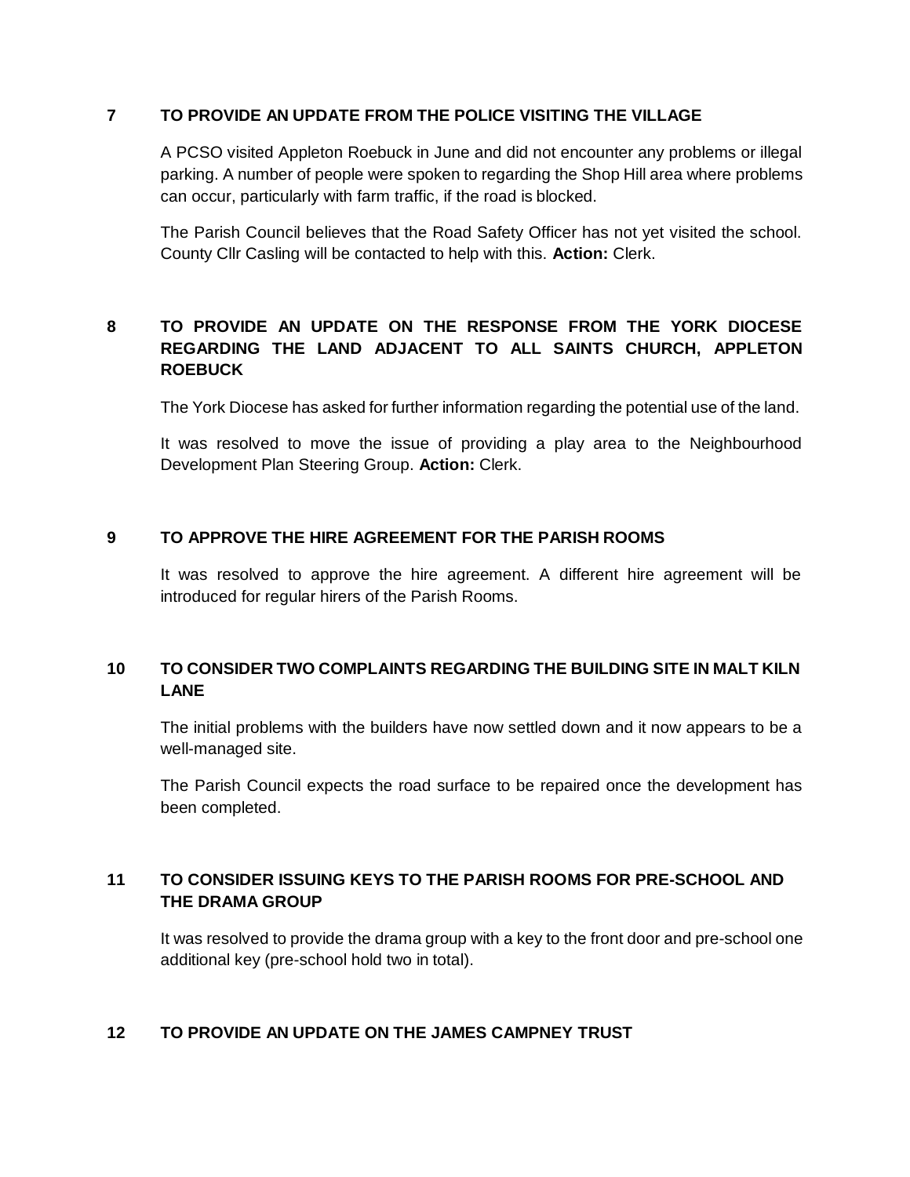## 7 TO PROVIDE AN UPDATE FROM THE POLICE VISITING THE VILLAGE

A PCSO visited Appleton Roebuck in June and did not encounter any problems or illegal parking. A number of people were spoken to regarding the Shop Hill area where problems can occur, particularly with farm traffic, if the road is blocked.

The Parish Council believes that the Road Safety Officer has not yet visited the school. County Cllr Casling will be contacted to help with this. **Action:** Clerk.

## 8 TO PROVIDE AN UPDATE ON THE RESPONSE FROM THE YORK DIOCESE REGARDING THE LAND ADJACENT TO ALL SAINTS CHURCH, APPLETON ROEBUCK

The York Diocese has asked for further information regarding the potential use of the land.

It was resolved to move the issue of providing a play area to the Neighbourhood Development Plan Steering Group. **Action:** Clerk.

## 9 TO APPROVE THE HIRE AGREEMENT FOR THE PARISH ROOMS

It was resolved to approve the hire agreement. A different hire agreement will be introduced for regular hirers of the Parish Rooms.

## 10 TO CONSIDER TWO COMPLAINTS REGARDING THE BUILDING SITE IN MALT KILN LANE

The initial problems with the builders have now settled down and it now appears to be a well-managed site.

The Parish Council expects the road surface to be repaired once the development has been completed.

## 11 TO CONSIDER ISSUING KEYS TO THE PARISH ROOMS FOR PRE-SCHOOL AND THE DRAMA GROUP

It was resolved to provide the drama group with a key to the front door and pre-school one additional key (pre-school hold two in total).

## 12 TO PROVIDE AN UPDATE ON THE JAMES CAMPNEY TRUST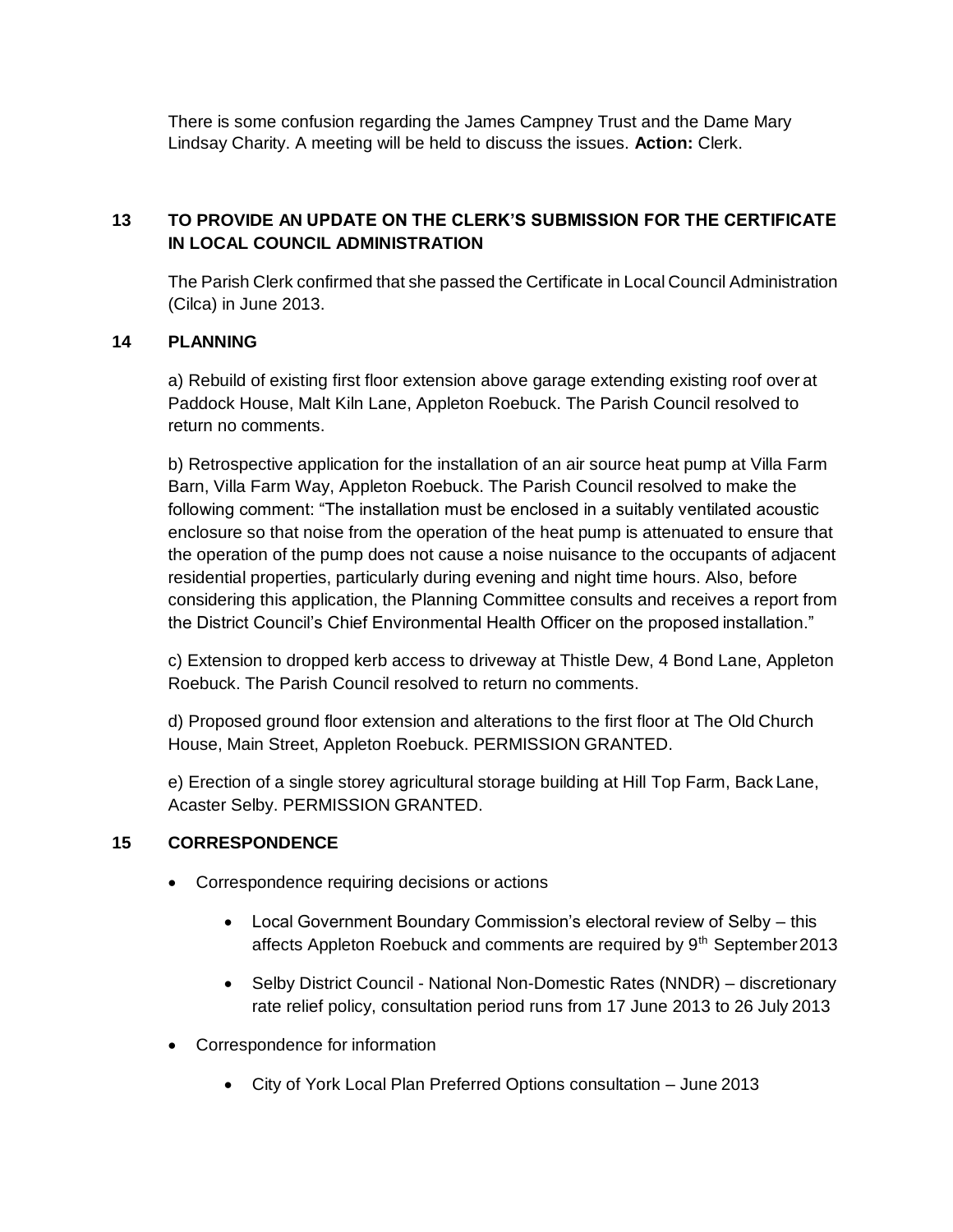There is some confusion regarding the James Campney Trust and the Dame Mary Lindsay Charity. A meeting will be held to discuss the issues. **Action:** Clerk.

## 13 TO PROVIDE AN UPDATE ON THE CLERK'S SUBMISSION FOR THE CERTIFICATE IN LOCAL COUNCIL ADMINISTRATION

The Parish Clerk confirmed that she passed the Certificate in Local Council Administration (Cilca) in June 2013.

## 14 PLANNING

a) Rebuild of existing first floor extension above garage extending existing roof over at Paddock House, Malt Kiln Lane, Appleton Roebuck. The Parish Council resolved to return no comments.

b) Retrospective application for the installation of an air source heat pump at Villa Farm Barn, Villa Farm Way, Appleton Roebuck. The Parish Council resolved to make the following comment: "The installation must be enclosed in a suitably ventilated acoustic enclosure so that noise from the operation of the heat pump is attenuated to ensure that the operation of the pump does not cause a noise nuisance to the occupants of adjacent residential properties, particularly during evening and night time hours. Also, before considering this application, the Planning Committee consults and receives a report from the District Council's Chief Environmental Health Officer on the proposed installation."

c) Extension to dropped kerb access to driveway at Thistle Dew, 4 Bond Lane, Appleton Roebuck. The Parish Council resolved to return no comments.

d) Proposed ground floor extension and alterations to the first floor at The Old Church House, Main Street, Appleton Roebuck. PERMISSION GRANTED.

e) Erection of a single storey agricultural storage building at Hill Top Farm, Back Lane, Acaster Selby. PERMISSION GRANTED.

## 15 CORRESPONDENCE

- Correspondence requiring decisions or actions
  - Local Government Boundary Commission's electoral review of Selby – this affects Appleton Roebuck and comments are required by 9th September 2013
  - Selby District Council - National Non-Domestic Rates (NNDR) – discretionary rate relief policy, consultation period runs from 17 June 2013 to 26 July 2013
- Correspondence for information
  - City of York Local Plan Preferred Options consultation – June 2013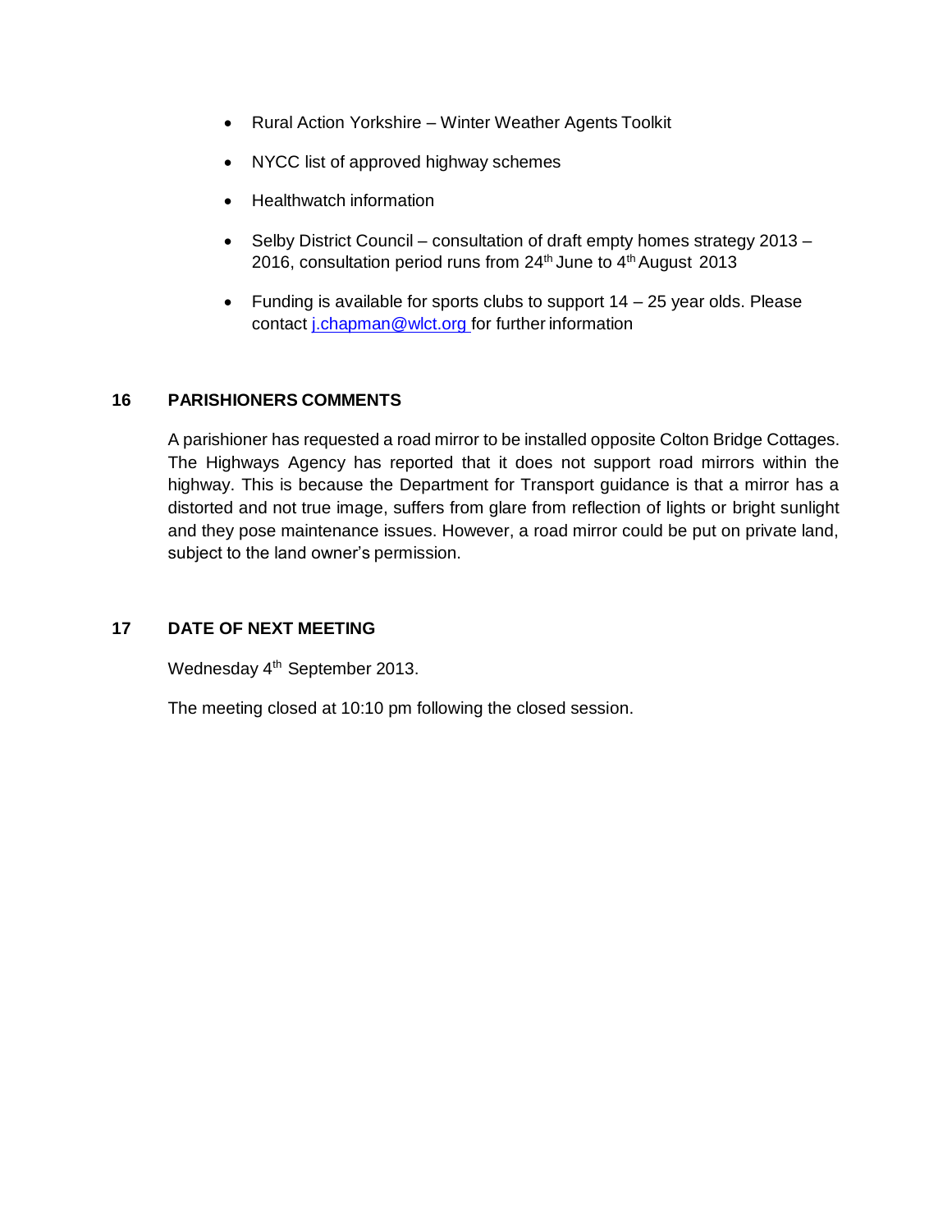- Rural Action Yorkshire – Winter Weather Agents Toolkit
- NYCC list of approved highway schemes
- Healthwatch information
- Selby District Council – consultation of draft empty homes strategy 2013 – 2016, consultation period runs from 24th June to 4th August 2013
- Funding is available for sports clubs to support 14 – 25 year olds. Please contact j.chapman@wlct.org for further information

## 16 PARISHIONERS COMMENTS

A parishioner has requested a road mirror to be installed opposite Colton Bridge Cottages. The Highways Agency has reported that it does not support road mirrors within the highway. This is because the Department for Transport guidance is that a mirror has a distorted and not true image, suffers from glare from reflection of lights or bright sunlight and they pose maintenance issues. However, a road mirror could be put on private land, subject to the land owner's permission.

## 17 DATE OF NEXT MEETING

Wednesday 4th September 2013.

The meeting closed at 10:10 pm following the closed session.